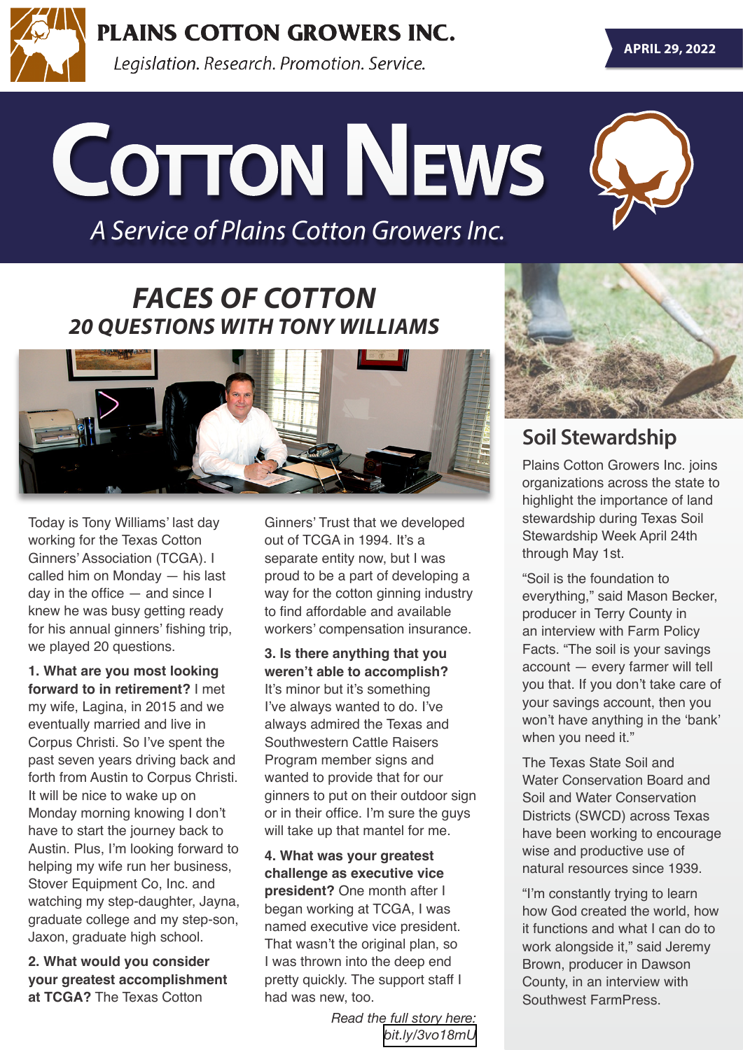# PLAINS COTTON GROWERS INC.

*Legislation. Research. Promotion. Service.*

**APRIL 29, 2022**

# COTTON NEWS

*A Service of Plains Cotton Growers Inc.*

## *FACES OF COTTON*
### *20 QUESTIONS WITH TONY WILLIAMS*

Today is Tony Williams' last day working for the Texas Cotton Ginners' Association (TCGA). I called him on Monday — his last day in the office — and since I knew he was busy getting ready for his annual ginners' fishing trip, we played 20 questions.

**1. What are you most looking forward to in retirement?** I met my wife, Lagina, in 2015 and we eventually married and live in Corpus Christi. So I've spent the past seven years driving back and forth from Austin to Corpus Christi. It will be nice to wake up on Monday morning knowing I don't have to start the journey back to Austin. Plus, I'm looking forward to helping my wife run her business, Stover Equipment Co, Inc. and watching my step-daughter, Jayna, graduate college and my step-son, Jaxon, graduate high school.

**2. What would you consider your greatest accomplishment at TCGA?** The Texas Cotton Ginners' Trust that we developed out of TCGA in 1994. It's a separate entity now, but I was proud to be a part of developing a way for the cotton ginning industry to find affordable and available workers' compensation insurance.

**3. Is there anything that you weren't able to accomplish?** It's minor but it's something I've always wanted to do. I've always admired the Texas and Southwestern Cattle Raisers Program member signs and wanted to provide that for our ginners to put on their outdoor sign or in their office. I'm sure the guys will take up that mantel for me.

**4. What was your greatest challenge as executive vice president?** One month after I began working at TCGA, I was named executive vice president. That wasn't the original plan, so I was thrown into the deep end pretty quickly. The support staff I had was new, too.

*Read the full story here:* bit.ly/3vo18mU

## Soil Stewardship

Plains Cotton Growers Inc. joins organizations across the state to highlight the importance of land stewardship during Texas Soil Stewardship Week April 24th through May 1st.

"Soil is the foundation to everything," said Mason Becker, producer in Terry County in an interview with Farm Policy Facts. "The soil is your savings account — every farmer will tell you that. If you don't take care of your savings account, then you won't have anything in the 'bank' when you need it."

The Texas State Soil and Water Conservation Board and Soil and Water Conservation Districts (SWCD) across Texas have been working to encourage wise and productive use of natural resources since 1939.

"I'm constantly trying to learn how God created the world, how it functions and what I can do to work alongside it," said Jeremy Brown, producer in Dawson County, in an interview with Southwest FarmPress.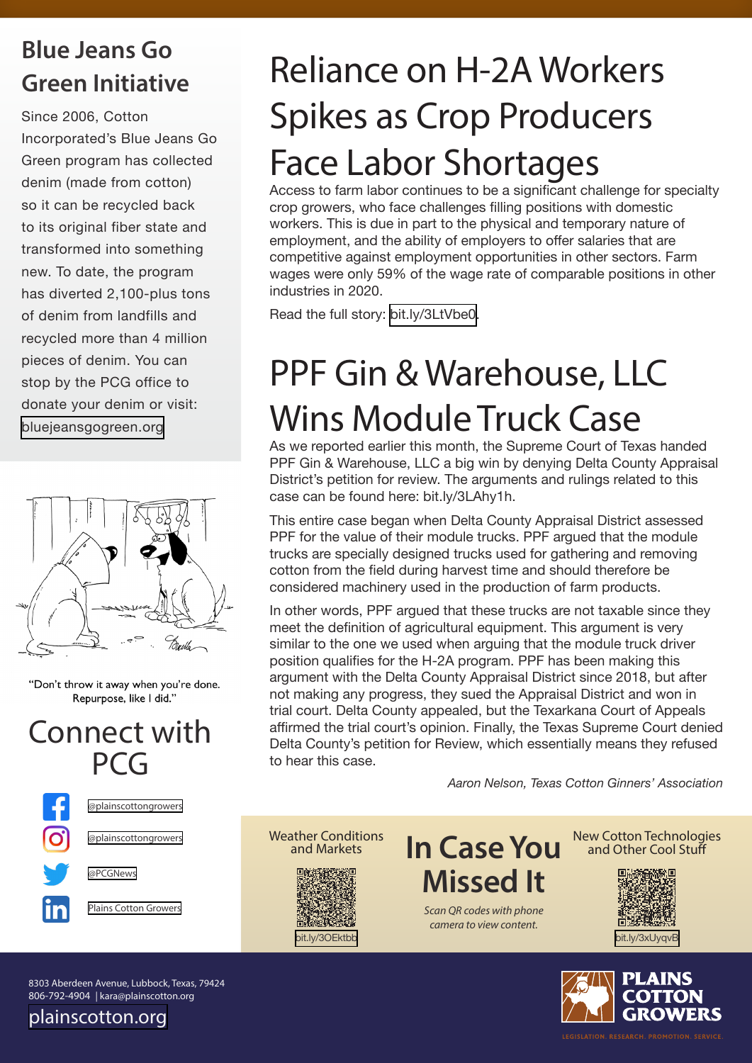## Blue Jeans Go Green Initiative

Since 2006, Cotton Incorporated's Blue Jeans Go Green program has collected denim (made from cotton) so it can be recycled back to its original fiber state and transformed into something new. To date, the program has diverted 2,100-plus tons of denim from landfills and recycled more than 4 million pieces of denim. You can stop by the PCG office to donate your denim or visit: bluejeansgogreen.org

"Don't throw it away when you're done. Repurpose, like I did."

# Reliance on H-2A Workers Spikes as Crop Producers Face Labor Shortages

Access to farm labor continues to be a significant challenge for specialty crop growers, who face challenges filling positions with domestic workers. This is due in part to the physical and temporary nature of employment, and the ability of employers to offer salaries that are competitive against employment opportunities in other sectors. Farm wages were only 59% of the wage rate of comparable positions in other industries in 2020.

Read the full story: bit.ly/3LtVbe0.

# PPF Gin & Warehouse, LLC Wins Module Truck Case

As we reported earlier this month, the Supreme Court of Texas handed PPF Gin & Warehouse, LLC a big win by denying Delta County Appraisal District's petition for review. The arguments and rulings related to this case can be found here: bit.ly/3LAhy1h.

This entire case began when Delta County Appraisal District assessed PPF for the value of their module trucks. PPF argued that the module trucks are specially designed trucks used for gathering and removing cotton from the field during harvest time and should therefore be considered machinery used in the production of farm products.

In other words, PPF argued that these trucks are not taxable since they meet the definition of agricultural equipment. This argument is very similar to the one we used when arguing that the module truck driver position qualifies for the H-2A program. PPF has been making this argument with the Delta County Appraisal District since 2018, but after not making any progress, they sued the Appraisal District and won in trial court. Delta County appealed, but the Texarkana Court of Appeals affirmed the trial court's opinion. Finally, the Texas Supreme Court denied Delta County's petition for Review, which essentially means they refused to hear this case.

*Aaron Nelson, Texas Cotton Ginners' Association*

## Connect with PCG

- Facebook: @plainscottongrowers
- Instagram: @plainscottongrowers
- Twitter: @PCGNews
- LinkedIn: Plains Cotton Growers

## In Case You Missed It

*Scan QR codes with phone camera to view content.*

Weather Conditions and Markets — bit.ly/3OEktbb

New Cotton Technologies and Other Cool Stuff — bit.ly/3xUyqvB

8303 Aberdeen Avenue, Lubbock, Texas, 79424
806-792-4904 | kara@plainscotton.org

plainscotton.org

PLAINS COTTON GROWERS
LEGISLATION. RESEARCH. PROMOTION. SERVICE.